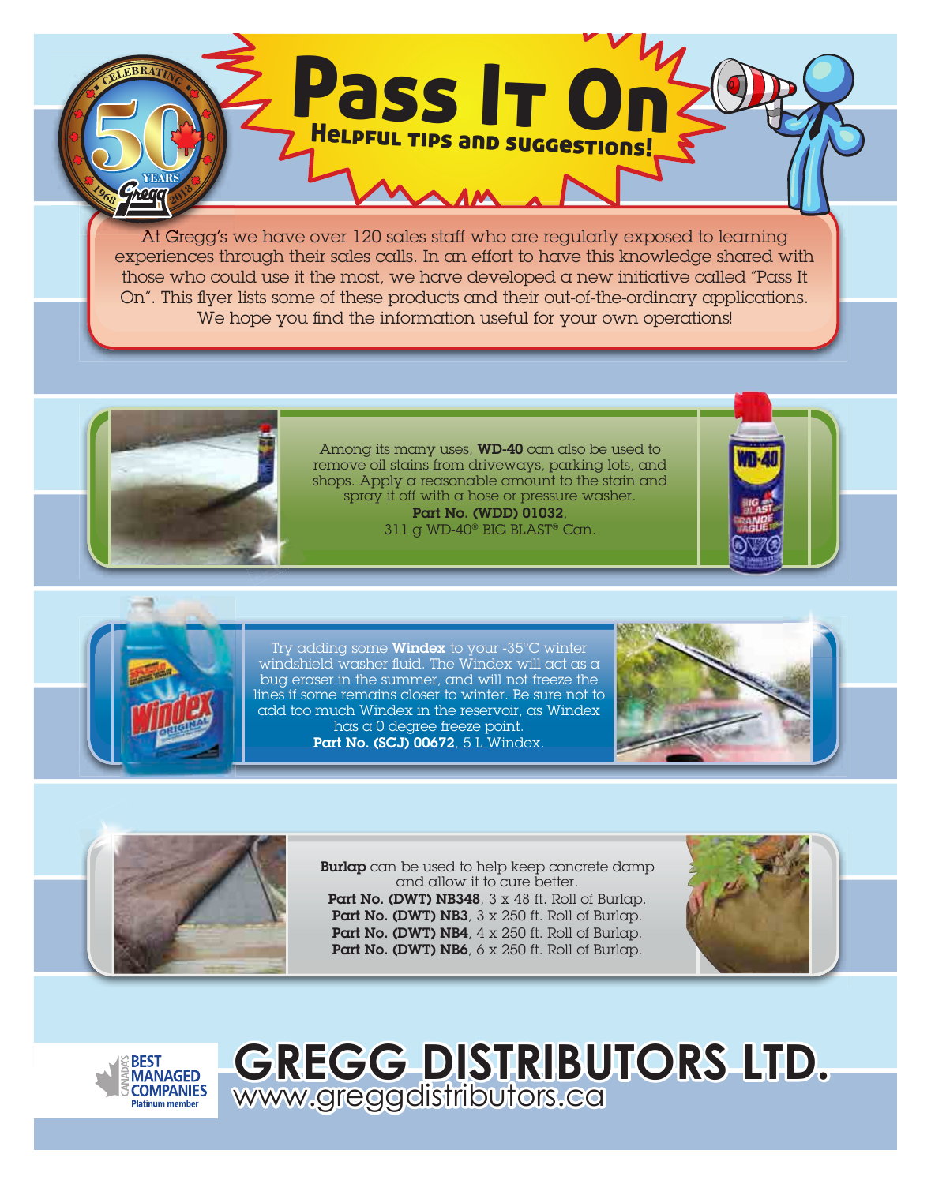# Pass It On

## Helpful Tips and Suggestions!

At Gregg's we have over 120 sales staff who are regularly exposed to learning experiences through their sales calls. In an effort to have this knowledge shared with those who could use it the most, we have developed a new initiative called "Pass It On". This flyer lists some of these products and their out-of-the-ordinary applications. We hope you find the information useful for your own operations!

Among its many uses, **WD-40** can also be used to remove oil stains from driveways, parking lots, and shops. Apply a reasonable amount to the stain and spray it off with a hose or pressure washer.
**Part No. (WDD) 01032**, 311 g WD-40® BIG BLAST® Can.

Try adding some **Windex** to your -35°C winter windshield washer fluid. The Windex will act as a bug eraser in the summer, and will not freeze the lines if some remains closer to winter. Be sure not to add too much Windex in the reservoir, as Windex has a 0 degree freeze point.
**Part No. (SCJ) 00672**, 5 L Windex.

**Burlap** can be used to help keep concrete damp and allow it to cure better.
**Part No. (DWT) NB348**, 3 x 48 ft. Roll of Burlap.
**Part No. (DWT) NB3**, 3 x 250 ft. Roll of Burlap.
**Part No. (DWT) NB4**, 4 x 250 ft. Roll of Burlap.
**Part No. (DWT) NB6**, 6 x 250 ft. Roll of Burlap.

Canada's Best Managed Companies Platinum member

# GREGG DISTRIBUTORS LTD.

www.greggdistributors.ca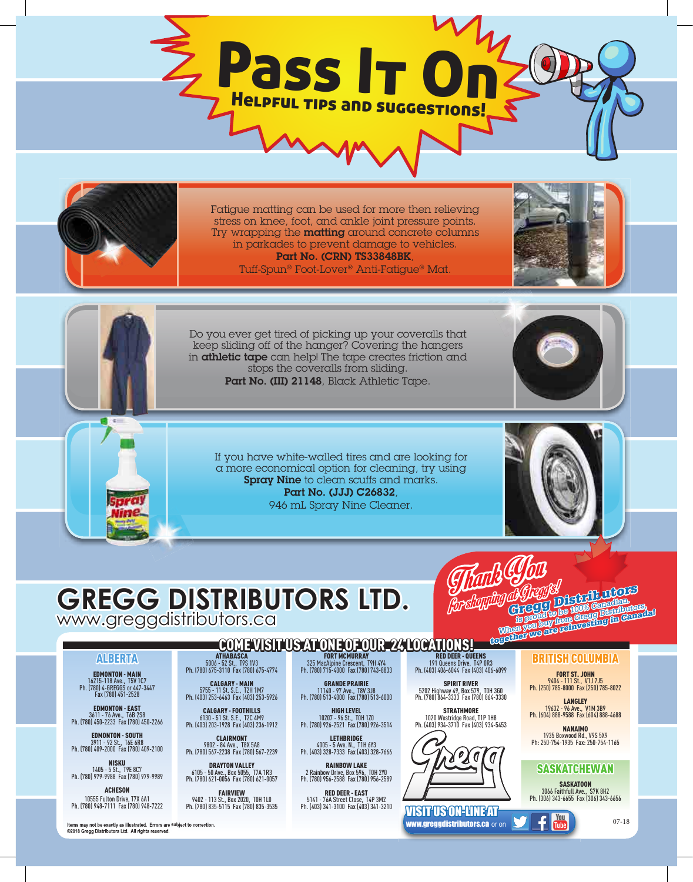# Pass It On

## Helpful tips and suggestions!

Fatigue matting can be used for more then relieving stress on knee, foot, and ankle joint pressure points. Try wrapping the **matting** around concrete columns in parkades to prevent damage to vehicles.
**Part No. (CRN) TS33848BK**,
Tuff-Spun® Foot-Lover® Anti-Fatigue® Mat.

Do you ever get tired of picking up your coveralls that keep sliding off of the hanger? Covering the hangers in **athletic tape** can help! The tape creates friction and stops the coveralls from sliding.
**Part No. (III) 21148**, Black Athletic Tape.

If you have white-walled tires and are looking for a more economical option for cleaning, try using **Spray Nine** to clean scuffs and marks.
**Part No. (JJJ) C26832**,
946 mL Spray Nine Cleaner.

# GREGG DISTRIBUTORS LTD.

www.greggdistributors.ca

*Thank You for shopping at Gregg's!*

**Gregg Distributors** is proud to be 100% Canadian. When you buy from Gregg Distributors, together we are reinvesting in Canada!

## COME VISIT US AT ONE OF OUR 24 LOCATIONS!

### ALBERTA

**EDMONTON - MAIN**
16215-118 Ave., T5V 1C7
Ph. (780) 4-GREGGS or 447-3447
Fax (780) 451-2528

**EDMONTON - EAST**
3611 - 76 Ave., T6B 2S8
Ph. (780) 450-2233 Fax (780) 450-2266

**EDMONTON - SOUTH**
3911 - 92 St., T6E 6R8
Ph. (780) 409-2000 Fax (780) 409-2100

**NISKU**
1405 - 5 St., T9E 8C7
Ph. (780) 979-9988 Fax (780) 979-9989

**ACHESON**
10555 Fulton Drive, T7X 6A1
Ph. (780) 948-7111 Fax (780) 948-7222

**ATHABASCA**
5006 - 52 St., T9S 1V3
Ph. (780) 675-3110 Fax (780) 675-4774

**CALGARY - MAIN**
5755 - 11 St. S.E., T2H 1M7
Ph. (403) 253-6463 Fax (403) 253-5926

**CALGARY - FOOTHILLS**
6130 - 51 St. S.E., T2C 4M9
Ph. (403) 203-1928 Fax (403) 236-1912

**CLAIRMONT**
9802 - 84 Ave., T8X 5A8
Ph. (780) 567-2238 Fax (780) 567-2239

**DRAYTON VALLEY**
6105 - 50 Ave., Box 5055, T7A 1R3
Ph. (780) 621-0056 Fax (780) 621-0057

**FAIRVIEW**
9402 - 113 St., Box 2020, T0H 1L0
Ph. (780) 835-5115 Fax (780) 835-3535

**FORT MCMURRAY**
325 MacAlpine Crescent, T9H 4Y4
Ph. (780) 715-4000 Fax (780) 743-8833

**GRANDE PRAIRIE**
11140 - 97 Ave., T8V 3J8
Ph. (780) 513-4000 Fax (780) 513-6000

**HIGH LEVEL**
10207 - 96 St., T0H 1Z0
Ph. (780) 926-2521 Fax (780) 926-3514

**LETHBRIDGE**
4005 - 5 Ave. N., T1H 6Y3
Ph. (403) 328-7333 Fax (403) 328-7666

**RAINBOW LAKE**
2 Rainbow Drive, Box 596, T0H 2Y0
Ph. (780) 956-2588 Fax (780) 956-2589

**RED DEER - EAST**
5141 - 76A Street Close, T4P 3M2
Ph. (403) 341-3100 Fax (403) 341-3210

**RED DEER - QUEENS**
191 Queens Drive, T4P 0R3
Ph. (403) 406-6044 Fax (403) 406-6099

**SPIRIT RIVER**
5202 Highway 49, Box 579, T0H 3G0
Ph. (780) 864-3333 Fax (780) 864-3330

**STRATHMORE**
1020 Westridge Road, T1P 1H8
Ph. (403) 934-3710 Fax (403) 934-5453

### BRITISH COLUMBIA

**FORT ST. JOHN**
9404 - 111 St., V1J 7J5
Ph. (250) 785-8000 Fax (250) 785-8022

**LANGLEY**
19632 - 96 Ave., V1M 3B9
Ph. (604) 888-9588 Fax (604) 888-4688

**NANAIMO**
1935 Boxwood Rd., V9S 5X9
Ph: 250-754-1935 Fax: 250-754-1165

### SASKATCHEWAN

**SASKATOON**
3066 Faithfull Ave., S7K 8H2
Ph. (306) 343-6655 Fax (306) 343-6656

**VISIT US ON-LINE AT**
www.greggdistributors.ca or on

Items may not be exactly as illustrated. Errors are subject to correction.
©2018 Gregg Distributors Ltd. All rights reserved.

07-18